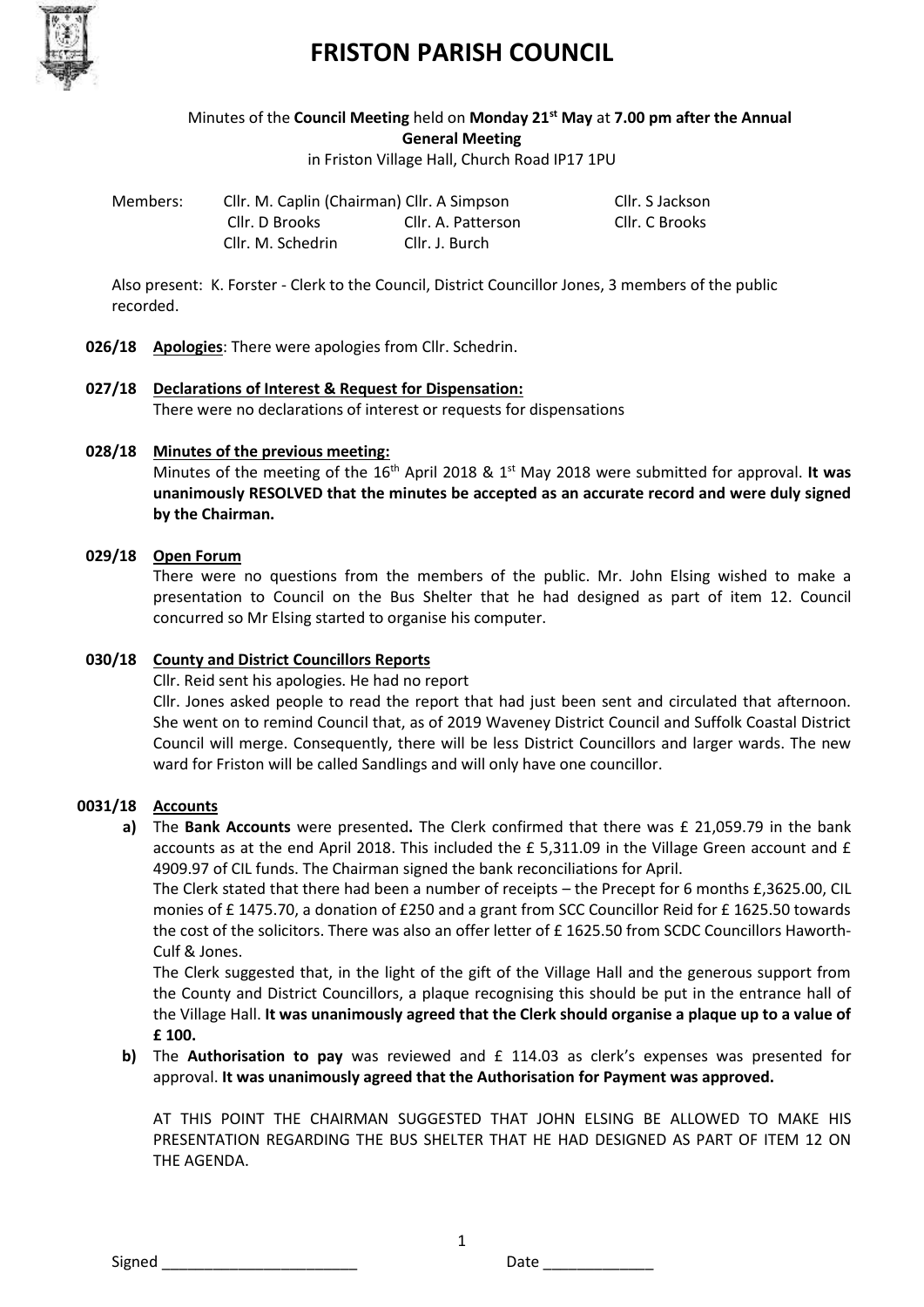# FRISTON PARISH COUNCIL

Minutes of the **Council Meeting** held on **Monday 21st May** at **7.00 pm after the Annual General Meeting**
in Friston Village Hall, Church Road IP17 1PU

| Members: | Cllr. M. Caplin (Chairman) | Cllr. A Simpson | Cllr. S Jackson |
|---|---|---|---|
| | Cllr. D Brooks | Cllr. A. Patterson | Cllr. C Brooks |
| | Cllr. M. Schedrin | Cllr. J. Burch | |

Also present: K. Forster - Clerk to the Council, District Councillor Jones, 3 members of the public recorded.

**026/18** **Apologies**: There were apologies from Cllr. Schedrin.

**027/18** **Declarations of Interest & Request for Dispensation:**
There were no declarations of interest or requests for dispensations

**028/18** **Minutes of the previous meeting:**
Minutes of the meeting of the 16th April 2018 & 1st May 2018 were submitted for approval. **It was unanimously RESOLVED that the minutes be accepted as an accurate record and were duly signed by the Chairman.**

**029/18** **Open Forum**
There were no questions from the members of the public. Mr. John Elsing wished to make a presentation to Council on the Bus Shelter that he had designed as part of item 12. Council concurred so Mr Elsing started to organise his computer.

**030/18** **County and District Councillors Reports**
Cllr. Reid sent his apologies. He had no report
Cllr. Jones asked people to read the report that had just been sent and circulated that afternoon. She went on to remind Council that, as of 2019 Waveney District Council and Suffolk Coastal District Council will merge. Consequently, there will be less District Councillors and larger wards. The new ward for Friston will be called Sandlings and will only have one councillor.

**0031/18** **Accounts**

**a)** The **Bank Accounts** were presented**.** The Clerk confirmed that there was £ 21,059.79 in the bank accounts as at the end April 2018. This included the £ 5,311.09 in the Village Green account and £ 4909.97 of CIL funds. The Chairman signed the bank reconciliations for April.
The Clerk stated that there had been a number of receipts – the Precept for 6 months £,3625.00, CIL monies of £ 1475.70, a donation of £250 and a grant from SCC Councillor Reid for £ 1625.50 towards the cost of the solicitors. There was also an offer letter of £ 1625.50 from SCDC Councillors Haworth-Culf & Jones.
The Clerk suggested that, in the light of the gift of the Village Hall and the generous support from the County and District Councillors, a plaque recognising this should be put in the entrance hall of the Village Hall. **It was unanimously agreed that the Clerk should organise a plaque up to a value of £ 100.**

**b)** The **Authorisation to pay** was reviewed and £ 114.03 as clerk's expenses was presented for approval. **It was unanimously agreed that the Authorisation for Payment was approved.**

AT THIS POINT THE CHAIRMAN SUGGESTED THAT JOHN ELSING BE ALLOWED TO MAKE HIS PRESENTATION REGARDING THE BUS SHELTER THAT HE HAD DESIGNED AS PART OF ITEM 12 ON THE AGENDA.

Signed _______________________ Date _____________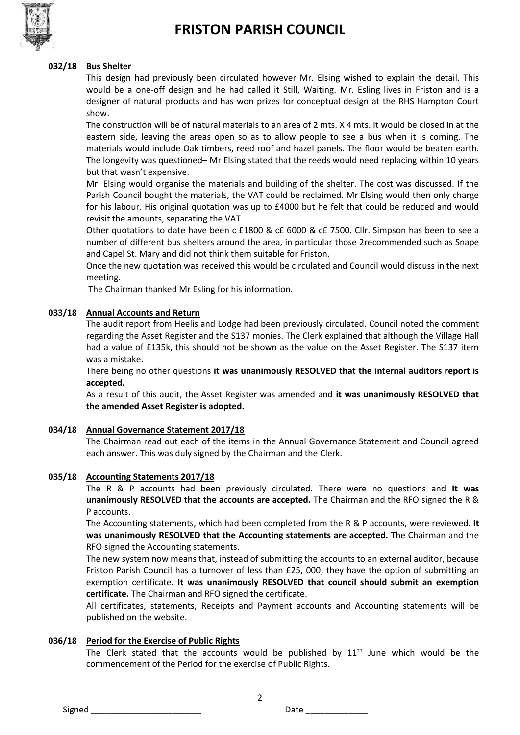**032/18 Bus Shelter**

This design had previously been circulated however Mr. Elsing wished to explain the detail. This would be a one-off design and he had called it Still, Waiting. Mr. Esling lives in Friston and is a designer of natural products and has won prizes for conceptual design at the RHS Hampton Court show.

The construction will be of natural materials to an area of 2 mts. X 4 mts. It would be closed in at the eastern side, leaving the areas open so as to allow people to see a bus when it is coming. The materials would include Oak timbers, reed roof and hazel panels. The floor would be beaten earth. The longevity was questioned– Mr Elsing stated that the reeds would need replacing within 10 years but that wasn't expensive.

Mr. Elsing would organise the materials and building of the shelter. The cost was discussed. If the Parish Council bought the materials, the VAT could be reclaimed. Mr Elsing would then only charge for his labour. His original quotation was up to £4000 but he felt that could be reduced and would revisit the amounts, separating the VAT.

Other quotations to date have been c £1800 & c£ 6000 & c£ 7500. Cllr. Simpson has been to see a number of different bus shelters around the area, in particular those 2recommended such as Snape and Capel St. Mary and did not think them suitable for Friston.

Once the new quotation was received this would be circulated and Council would discuss in the next meeting.

The Chairman thanked Mr Esling for his information.

**033/18 Annual Accounts and Return**

The audit report from Heelis and Lodge had been previously circulated. Council noted the comment regarding the Asset Register and the S137 monies. The Clerk explained that although the Village Hall had a value of £135k, this should not be shown as the value on the Asset Register. The S137 item was a mistake.

There being no other questions **it was unanimously RESOLVED that the internal auditors report is accepted.**

As a result of this audit, the Asset Register was amended and **it was unanimously RESOLVED that the amended Asset Register is adopted.**

**034/18 Annual Governance Statement 2017/18**

The Chairman read out each of the items in the Annual Governance Statement and Council agreed each answer. This was duly signed by the Chairman and the Clerk.

**035/18 Accounting Statements 2017/18**

The R & P accounts had been previously circulated. There were no questions and **It was unanimously RESOLVED that the accounts are accepted.** The Chairman and the RFO signed the R & P accounts.

The Accounting statements, which had been completed from the R & P accounts, were reviewed. **It was unanimously RESOLVED that the Accounting statements are accepted.** The Chairman and the RFO signed the Accounting statements.

The new system now means that, instead of submitting the accounts to an external auditor, because Friston Parish Council has a turnover of less than £25, 000, they have the option of submitting an exemption certificate. **It was unanimously RESOLVED that council should submit an exemption certificate.** The Chairman and RFO signed the certificate.

All certificates, statements, Receipts and Payment accounts and Accounting statements will be published on the website.

**036/18 Period for the Exercise of Public Rights**

The Clerk stated that the accounts would be published by 11th June which would be the commencement of the Period for the exercise of Public Rights.

Signed _______________________ Date _____________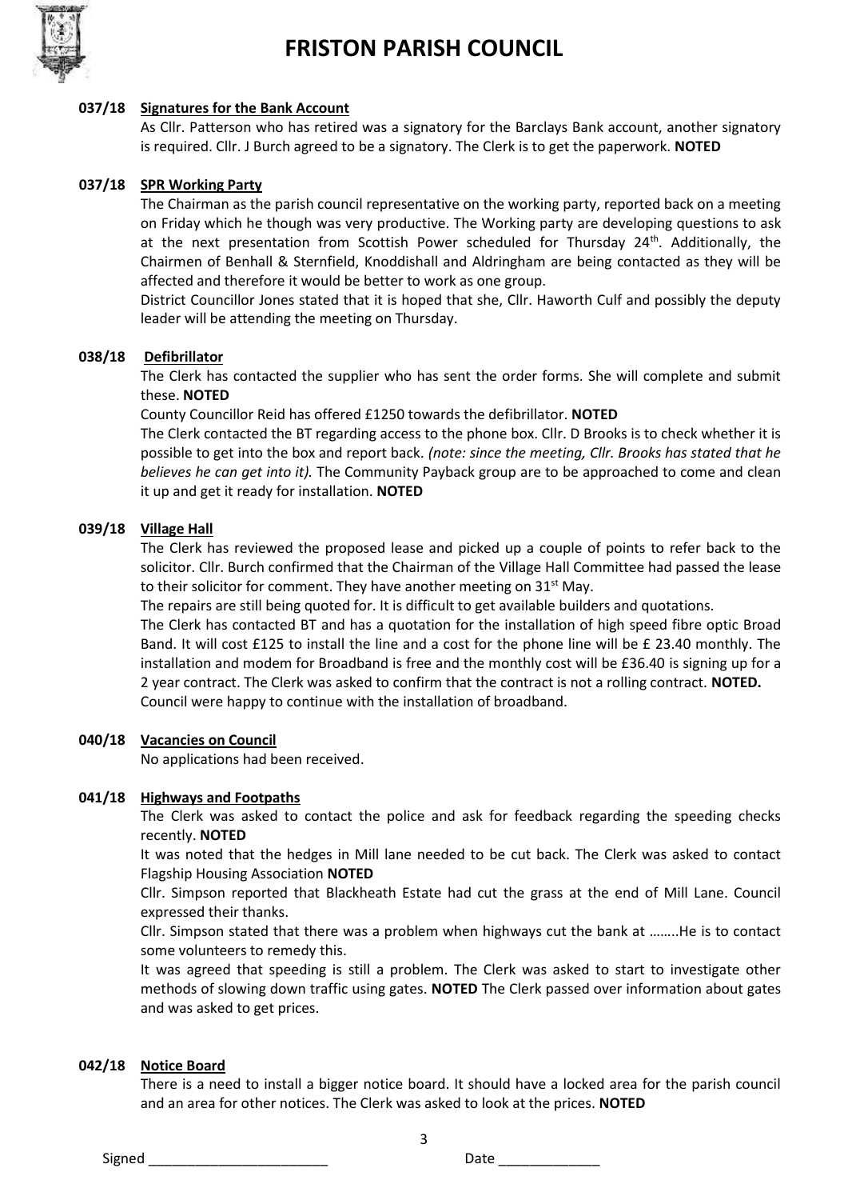### 037/18 Signatures for the Bank Account

As Cllr. Patterson who has retired was a signatory for the Barclays Bank account, another signatory is required. Cllr. J Burch agreed to be a signatory. The Clerk is to get the paperwork. **NOTED**

### 037/18 SPR Working Party

The Chairman as the parish council representative on the working party, reported back on a meeting on Friday which he though was very productive. The Working party are developing questions to ask at the next presentation from Scottish Power scheduled for Thursday 24th. Additionally, the Chairmen of Benhall & Sternfield, Knoddishall and Aldringham are being contacted as they will be affected and therefore it would be better to work as one group.

District Councillor Jones stated that it is hoped that she, Cllr. Haworth Culf and possibly the deputy leader will be attending the meeting on Thursday.

### 038/18 Defibrillator

The Clerk has contacted the supplier who has sent the order forms. She will complete and submit these. **NOTED**

County Councillor Reid has offered £1250 towards the defibrillator. **NOTED**

The Clerk contacted the BT regarding access to the phone box. Cllr. D Brooks is to check whether it is possible to get into the box and report back. *(note: since the meeting, Cllr. Brooks has stated that he believes he can get into it).* The Community Payback group are to be approached to come and clean it up and get it ready for installation. **NOTED**

### 039/18 Village Hall

The Clerk has reviewed the proposed lease and picked up a couple of points to refer back to the solicitor. Cllr. Burch confirmed that the Chairman of the Village Hall Committee had passed the lease to their solicitor for comment. They have another meeting on 31st May.

The repairs are still being quoted for. It is difficult to get available builders and quotations.

The Clerk has contacted BT and has a quotation for the installation of high speed fibre optic Broad Band. It will cost £125 to install the line and a cost for the phone line will be £ 23.40 monthly. The installation and modem for Broadband is free and the monthly cost will be £36.40 is signing up for a 2 year contract. The Clerk was asked to confirm that the contract is not a rolling contract. **NOTED.**

Council were happy to continue with the installation of broadband.

### 040/18 Vacancies on Council

No applications had been received.

### 041/18 Highways and Footpaths

The Clerk was asked to contact the police and ask for feedback regarding the speeding checks recently. **NOTED**

It was noted that the hedges in Mill lane needed to be cut back. The Clerk was asked to contact Flagship Housing Association **NOTED**

Cllr. Simpson reported that Blackheath Estate had cut the grass at the end of Mill Lane. Council expressed their thanks.

Cllr. Simpson stated that there was a problem when highways cut the bank at ……..He is to contact some volunteers to remedy this.

It was agreed that speeding is still a problem. The Clerk was asked to start to investigate other methods of slowing down traffic using gates. **NOTED** The Clerk passed over information about gates and was asked to get prices.

### 042/18 Notice Board

There is a need to install a bigger notice board. It should have a locked area for the parish council and an area for other notices. The Clerk was asked to look at the prices. **NOTED**

Signed \_\_\_\_\_\_\_\_\_\_\_\_\_\_\_\_\_\_\_\_\_\_\_ Date \_\_\_\_\_\_\_\_\_\_\_\_\_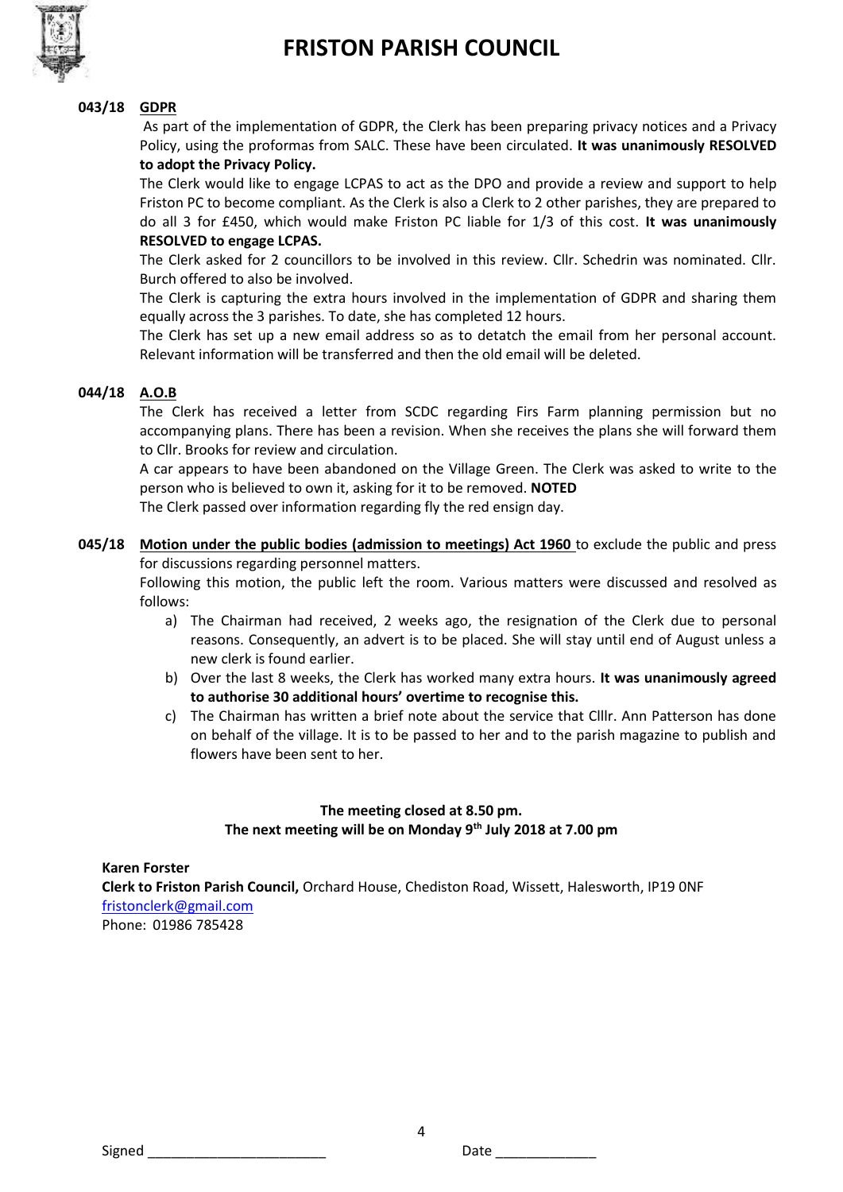# FRISTON PARISH COUNCIL

**043/18 GDPR**

As part of the implementation of GDPR, the Clerk has been preparing privacy notices and a Privacy Policy, using the proformas from SALC. These have been circulated. **It was unanimously RESOLVED to adopt the Privacy Policy.**

The Clerk would like to engage LCPAS to act as the DPO and provide a review and support to help Friston PC to become compliant. As the Clerk is also a Clerk to 2 other parishes, they are prepared to do all 3 for £450, which would make Friston PC liable for 1/3 of this cost. **It was unanimously RESOLVED to engage LCPAS.**

The Clerk asked for 2 councillors to be involved in this review. Cllr. Schedrin was nominated. Cllr. Burch offered to also be involved.

The Clerk is capturing the extra hours involved in the implementation of GDPR and sharing them equally across the 3 parishes. To date, she has completed 12 hours.

The Clerk has set up a new email address so as to detatch the email from her personal account. Relevant information will be transferred and then the old email will be deleted.

**044/18 A.O.B**

The Clerk has received a letter from SCDC regarding Firs Farm planning permission but no accompanying plans. There has been a revision. When she receives the plans she will forward them to Cllr. Brooks for review and circulation.

A car appears to have been abandoned on the Village Green. The Clerk was asked to write to the person who is believed to own it, asking for it to be removed. **NOTED**

The Clerk passed over information regarding fly the red ensign day.

**045/18 Motion under the public bodies (admission to meetings) Act 1960** to exclude the public and press for discussions regarding personnel matters.

Following this motion, the public left the room. Various matters were discussed and resolved as follows:

a) The Chairman had received, 2 weeks ago, the resignation of the Clerk due to personal reasons. Consequently, an advert is to be placed. She will stay until end of August unless a new clerk is found earlier.

b) Over the last 8 weeks, the Clerk has worked many extra hours. **It was unanimously agreed to authorise 30 additional hours' overtime to recognise this.**

c) The Chairman has written a brief note about the service that Clllr. Ann Patterson has done on behalf of the village. It is to be passed to her and to the parish magazine to publish and flowers have been sent to her.

**The meeting closed at 8.50 pm.**
**The next meeting will be on Monday 9th July 2018 at 7.00 pm**

**Karen Forster**
**Clerk to Friston Parish Council,** Orchard House, Chediston Road, Wissett, Halesworth, IP19 0NF
fristonclerk@gmail.com
Phone: 01986 785428

Signed \_\_\_\_\_\_\_\_\_\_\_\_\_\_\_\_\_\_\_\_\_\_\_ Date \_\_\_\_\_\_\_\_\_\_\_\_\_